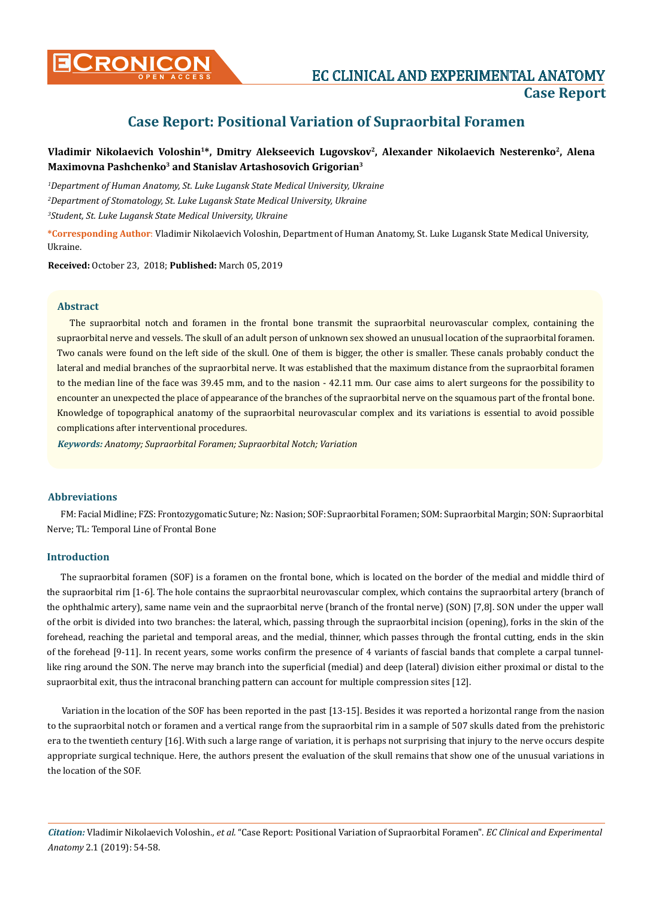# Case Report: Positional Variation of Supraorbital Foramen

**Vladimir Nikolaevich Voloshin[1]*, Dmitry Alekseevich Lugovskov[2], Alexander Nikolaevich Nesterenko[2], Alena Maximovna Pashchenko[3] and Stanislav Artashosovich Grigorian[3]**

*[1]Department of Human Anatomy, St. Luke Lugansk State Medical University, Ukraine*

*[2]Department of Stomatology, St. Luke Lugansk State Medical University, Ukraine*

*[3]Student, St. Luke Lugansk State Medical University, Ukraine*

**\*Corresponding Author**: Vladimir Nikolaevich Voloshin, Department of Human Anatomy, St. Luke Lugansk State Medical University, Ukraine.

**Received:** October 23, 2018; **Published:** March 05, 2019

### Abstract

The supraorbital notch and foramen in the frontal bone transmit the supraorbital neurovascular complex, containing the supraorbital nerve and vessels. The skull of an adult person of unknown sex showed an unusual location of the supraorbital foramen. Two canals were found on the left side of the skull. One of them is bigger, the other is smaller. These canals probably conduct the lateral and medial branches of the supraorbital nerve. It was established that the maximum distance from the supraorbital foramen to the median line of the face was 39.45 mm, and to the nasion - 42.11 mm. Our case aims to alert surgeons for the possibility to encounter an unexpected the place of appearance of the branches of the supraorbital nerve on the squamous part of the frontal bone. Knowledge of topographical anatomy of the supraorbital neurovascular complex and its variations is essential to avoid possible complications after interventional procedures.

***Keywords:*** *Anatomy; Supraorbital Foramen; Supraorbital Notch; Variation*

## Abbreviations

FM: Facial Midline; FZS: Frontozygomatic Suture; Nz: Nasion; SOF: Supraorbital Foramen; SOM: Supraorbital Margin; SON: Supraorbital Nerve; TL: Temporal Line of Frontal Bone

## Introduction

The supraorbital foramen (SOF) is a foramen on the frontal bone, which is located on the border of the medial and middle third of the supraorbital rim [1-6]. The hole contains the supraorbital neurovascular complex, which contains the supraorbital artery (branch of the ophthalmic artery), same name vein and the supraorbital nerve (branch of the frontal nerve) (SON) [7,8]. SON under the upper wall of the orbit is divided into two branches: the lateral, which, passing through the supraorbital incision (opening), forks in the skin of the forehead, reaching the parietal and temporal areas, and the medial, thinner, which passes through the frontal cutting, ends in the skin of the forehead [9-11]. In recent years, some works confirm the presence of 4 variants of fascial bands that complete a carpal tunnel-like ring around the SON. The nerve may branch into the superficial (medial) and deep (lateral) division either proximal or distal to the supraorbital exit, thus the intraconal branching pattern can account for multiple compression sites [12].

Variation in the location of the SOF has been reported in the past [13-15]. Besides it was reported a horizontal range from the nasion to the supraorbital notch or foramen and a vertical range from the supraorbital rim in a sample of 507 skulls dated from the prehistoric era to the twentieth century [16]. With such a large range of variation, it is perhaps not surprising that injury to the nerve occurs despite appropriate surgical technique. Here, the authors present the evaluation of the skull remains that show one of the unusual variations in the location of the SOF.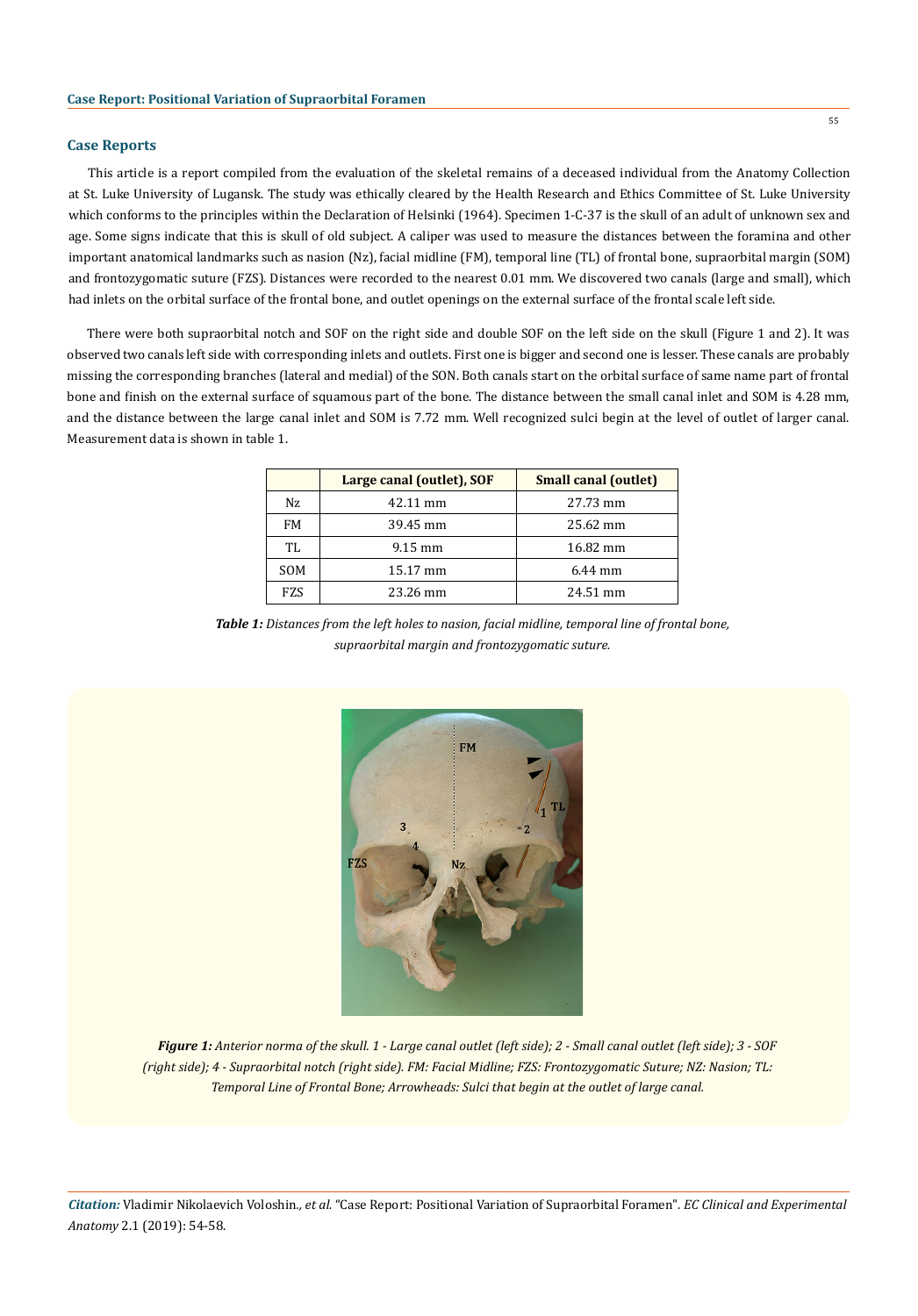## Case Reports

This article is a report compiled from the evaluation of the skeletal remains of a deceased individual from the Anatomy Collection at St. Luke University of Lugansk. The study was ethically cleared by the Health Research and Ethics Committee of St. Luke University which conforms to the principles within the Declaration of Helsinki (1964). Specimen 1-C-37 is the skull of an adult of unknown sex and age. Some signs indicate that this is skull of old subject. A caliper was used to measure the distances between the foramina and other important anatomical landmarks such as nasion (Nz), facial midline (FM), temporal line (TL) of frontal bone, supraorbital margin (SOM) and frontozygomatic suture (FZS). Distances were recorded to the nearest 0.01 mm. We discovered two canals (large and small), which had inlets on the orbital surface of the frontal bone, and outlet openings on the external surface of the frontal scale left side.

There were both supraorbital notch and SOF on the right side and double SOF on the left side on the skull (Figure 1 and 2). It was observed two canals left side with corresponding inlets and outlets. First one is bigger and second one is lesser. These canals are probably missing the corresponding branches (lateral and medial) of the SON. Both canals start on the orbital surface of same name part of frontal bone and finish on the external surface of squamous part of the bone. The distance between the small canal inlet and SOM is 4.28 mm, and the distance between the large canal inlet and SOM is 7.72 mm. Well recognized sulci begin at the level of outlet of larger canal. Measurement data is shown in table 1.

| | Large canal (outlet), SOF | Small canal (outlet) |
|---|---|---|
| Nz | 42.11 mm | 27.73 mm |
| FM | 39.45 mm | 25.62 mm |
| TL | 9.15 mm | 16.82 mm |
| SOM | 15.17 mm | 6.44 mm |
| FZS | 23.26 mm | 24.51 mm |

***Table 1:*** *Distances from the left holes to nasion, facial midline, temporal line of frontal bone, supraorbital margin and frontozygomatic suture.*

***Figure 1:*** *Anterior norma of the skull. 1 - Large canal outlet (left side); 2 - Small canal outlet (left side); 3 - SOF (right side); 4 - Supraorbital notch (right side). FM: Facial Midline; FZS: Frontozygomatic Suture; NZ: Nasion; TL: Temporal Line of Frontal Bone; Arrowheads: Sulci that begin at the outlet of large canal.*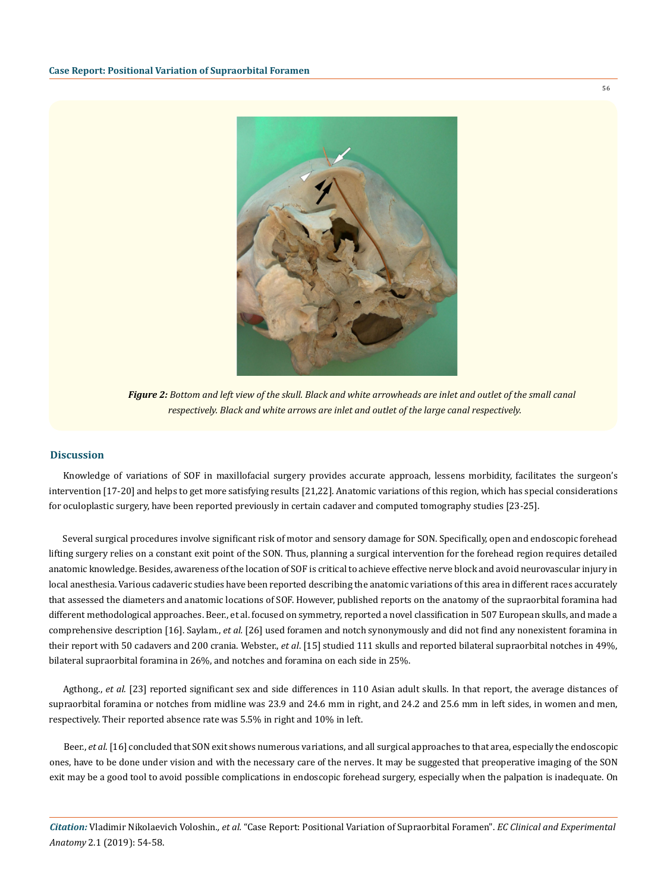*Figure 2: Bottom and left view of the skull. Black and white arrowheads are inlet and outlet of the small canal respectively. Black and white arrows are inlet and outlet of the large canal respectively.*

## Discussion

Knowledge of variations of SOF in maxillofacial surgery provides accurate approach, lessens morbidity, facilitates the surgeon's intervention [17-20] and helps to get more satisfying results [21,22]. Anatomic variations of this region, which has special considerations for oculoplastic surgery, have been reported previously in certain cadaver and computed tomography studies [23-25].

Several surgical procedures involve significant risk of motor and sensory damage for SON. Specifically, open and endoscopic forehead lifting surgery relies on a constant exit point of the SON. Thus, planning a surgical intervention for the forehead region requires detailed anatomic knowledge. Besides, awareness of the location of SOF is critical to achieve effective nerve block and avoid neurovascular injury in local anesthesia. Various cadaveric studies have been reported describing the anatomic variations of this area in different races accurately that assessed the diameters and anatomic locations of SOF. However, published reports on the anatomy of the supraorbital foramina had different methodological approaches. Beer., et al. focused on symmetry, reported a novel classification in 507 European skulls, and made a comprehensive description [16]. Saylam., *et al.* [26] used foramen and notch synonymously and did not find any nonexistent foramina in their report with 50 cadavers and 200 crania. Webster., *et al*. [15] studied 111 skulls and reported bilateral supraorbital notches in 49%, bilateral supraorbital foramina in 26%, and notches and foramina on each side in 25%.

Agthong., *et al.* [23] reported significant sex and side differences in 110 Asian adult skulls. In that report, the average distances of supraorbital foramina or notches from midline was 23.9 and 24.6 mm in right, and 24.2 and 25.6 mm in left sides, in women and men, respectively. Their reported absence rate was 5.5% in right and 10% in left.

Beer., *et al*. [16] concluded that SON exit shows numerous variations, and all surgical approaches to that area, especially the endoscopic ones, have to be done under vision and with the necessary care of the nerves. It may be suggested that preoperative imaging of the SON exit may be a good tool to avoid possible complications in endoscopic forehead surgery, especially when the palpation is inadequate. On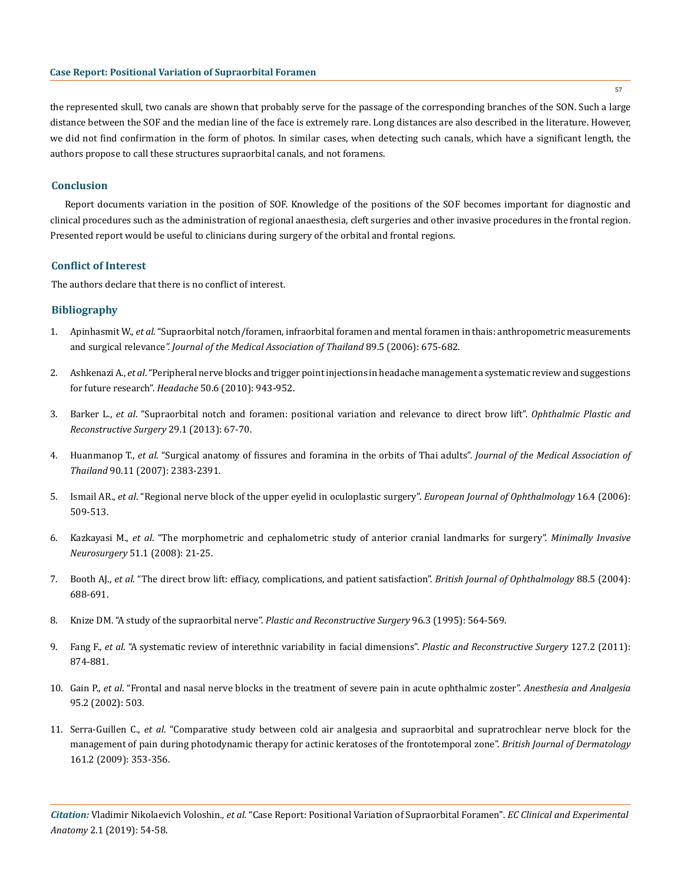the represented skull, two canals are shown that probably serve for the passage of the corresponding branches of the SON. Such a large distance between the SOF and the median line of the face is extremely rare. Long distances are also described in the literature. However, we did not find confirmation in the form of photos. In similar cases, when detecting such canals, which have a significant length, the authors propose to call these structures supraorbital canals, and not foramens.

## Conclusion

Report documents variation in the position of SOF. Knowledge of the positions of the SOF becomes important for diagnostic and clinical procedures such as the administration of regional anaesthesia, cleft surgeries and other invasive procedures in the frontal region. Presented report would be useful to clinicians during surgery of the orbital and frontal regions.

## Conflict of Interest

The authors declare that there is no conflict of interest.

## Bibliography

1. Apinhasmit W., *et al*. "Supraorbital notch/foramen, infraorbital foramen and mental foramen in thais: anthropometric measurements and surgical relevance*". Journal of the Medical Association of Thailand* 89.5 (2006): 675-682.
2. Ashkenazi A., *et al*. "Peripheral nerve blocks and trigger point injections in headache management a systematic review and suggestions for future research". *Headache* 50.6 (2010): 943-952.
3. Barker L., *et al*. "Supraorbital notch and foramen: positional variation and relevance to direct brow lift". *Ophthalmic Plastic and Reconstructive Surgery* 29.1 (2013): 67-70.
4. Huanmanop T., *et al.* "Surgical anatomy of fissures and foramina in the orbits of Thai adults". *Journal of the Medical Association of Thailand* 90.11 (2007): 2383-2391.
5. Ismail AR., *et al*. "Regional nerve block of the upper eyelid in oculoplastic surgery". *European Journal of Ophthalmology* 16.4 (2006): 509-513.
6. Kazkayasi M., *et al*. "The morphometric and cephalometric study of anterior cranial landmarks for surgery". *Minimally Invasive Neurosurgery* 51.1 (2008): 21-25.
7. Booth AJ., *et al.* "The direct brow lift: effiacy, complications, and patient satisfaction". *British Journal of Ophthalmology* 88.5 (2004): 688-691.
8. Knize DM. "A study of the supraorbital nerve". *Plastic and Reconstructive Surgery* 96.3 (1995): 564-569.
9. Fang F., *et al.* "A systematic review of interethnic variability in facial dimensions". *Plastic and Reconstructive Surgery* 127.2 (2011): 874-881.
10. Gain P., *et al*. "Frontal and nasal nerve blocks in the treatment of severe pain in acute ophthalmic zoster". *Anesthesia and Analgesia* 95.2 (2002): 503.
11. Serra-Guillen C., *et al*. "Comparative study between cold air analgesia and supraorbital and supratrochlear nerve block for the management of pain during photodynamic therapy for actinic keratoses of the frontotemporal zone". *British Journal of Dermatology* 161.2 (2009): 353-356.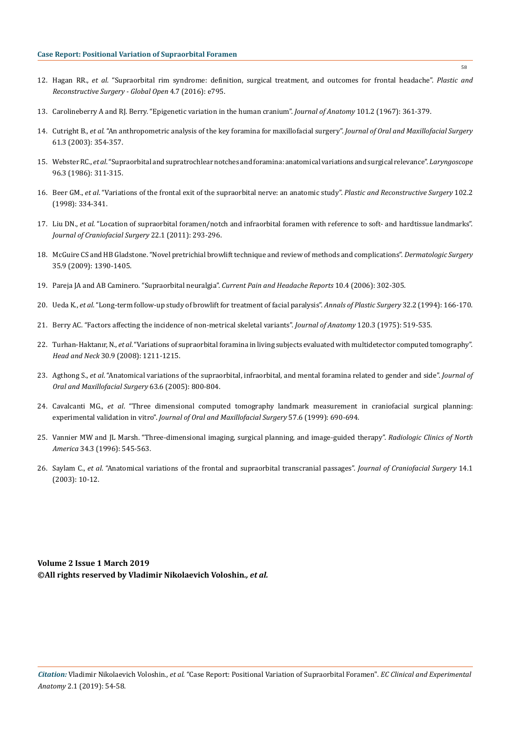12. Hagan RR., *et al*. "Supraorbital rim syndrome: definition, surgical treatment, and outcomes for frontal headache". *Plastic and Reconstructive Surgery - Global Open* 4.7 (2016): e795.
13. Carolineberry A and RJ. Berry. "Epigenetic variation in the human cranium". *Journal of Anatomy* 101.2 (1967): 361-379.
14. Cutright B., *et al*. "An anthropometric analysis of the key foramina for maxillofacial surgery". *Journal of Oral and Maxillofacial Surgery* 61.3 (2003): 354-357.
15. Webster RC., *et al*. "Supraorbital and supratrochlear notches and foramina: anatomical variations and surgical relevance". *Laryngoscope* 96.3 (1986): 311-315.
16. Beer GM., *et al*. "Variations of the frontal exit of the supraorbital nerve: an anatomic study". *Plastic and Reconstructive Surgery* 102.2 (1998): 334-341.
17. Liu DN., *et al*. "Location of supraorbital foramen/notch and infraorbital foramen with reference to soft- and hardtissue landmarks". *Journal of Craniofacial Surgery* 22.1 (2011): 293-296.
18. McGuire CS and HB Gladstone. "Novel pretrichial browlift technique and review of methods and complications". *Dermatologic Surgery* 35.9 (2009): 1390-1405.
19. Pareja JA and AB Caminero. "Supraorbital neuralgia". *Current Pain and Headache Reports* 10.4 (2006): 302-305.
20. Ueda K., *et al*. "Long-term follow-up study of browlift for treatment of facial paralysis". *Annals of Plastic Surgery* 32.2 (1994): 166-170.
21. Berry AC. "Factors affecting the incidence of non-metrical skeletal variants". *Journal of Anatomy* 120.3 (1975): 519-535.
22. Turhan-Haktanır, N., *et al*. "Variations of supraorbital foramina in living subjects evaluated with multidetector computed tomography". *Head and Neck* 30.9 (2008): 1211-1215.
23. Agthong S., *et al*. "Anatomical variations of the supraorbital, infraorbital, and mental foramina related to gender and side". *Journal of Oral and Maxillofacial Surgery* 63.6 (2005): 800-804.
24. Cavalcanti MG., *et al*. "Three dimensional computed tomography landmark measurement in craniofacial surgical planning: experimental validation in vitro". *Journal of Oral and Maxillofacial Surgery* 57.6 (1999): 690-694.
25. Vannier MW and JL Marsh. "Three-dimensional imaging, surgical planning, and image-guided therapy". *Radiologic Clinics of North America* 34.3 (1996): 545-563.
26. Saylam C., *et al*. "Anatomical variations of the frontal and supraorbital transcranial passages". *Journal of Craniofacial Surgery* 14.1 (2003): 10-12.

**Volume 2 Issue 1 March 2019**
**©All rights reserved by Vladimir Nikolaevich Voloshin*., et al.***